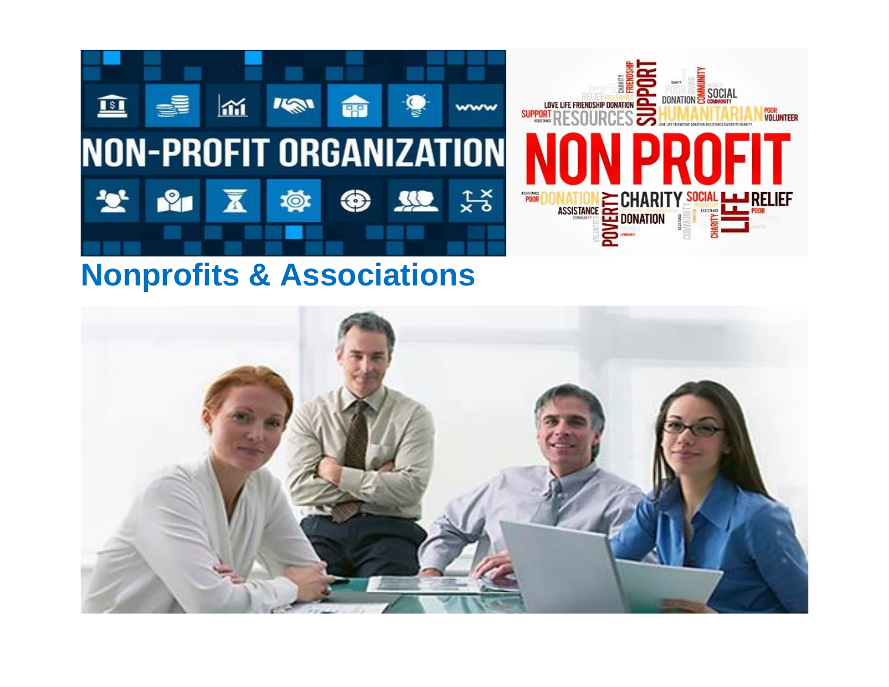# Nonprofits & Associations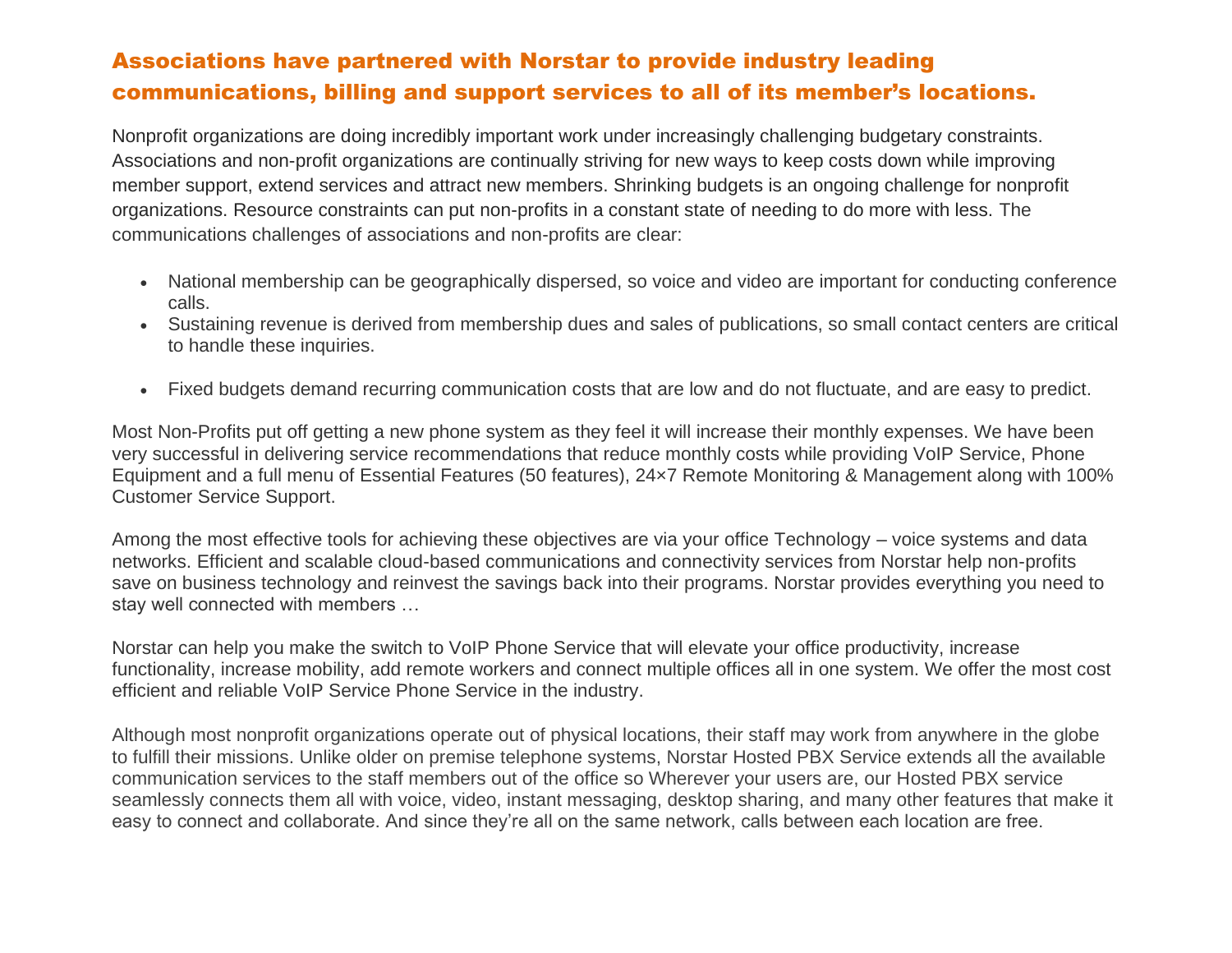## Associations have partnered with Norstar to provide industry leading communications, billing and support services to all of its member's locations.

Nonprofit organizations are doing incredibly important work under increasingly challenging budgetary constraints. Associations and non-profit organizations are continually striving for new ways to keep costs down while improving member support, extend services and attract new members. Shrinking budgets is an ongoing challenge for nonprofit organizations. Resource constraints can put non-profits in a constant state of needing to do more with less. The communications challenges of associations and non-profits are clear:

- National membership can be geographically dispersed, so voice and video are important for conducting conference calls.
- Sustaining revenue is derived from membership dues and sales of publications, so small contact centers are critical to handle these inquiries.
- Fixed budgets demand recurring communication costs that are low and do not fluctuate, and are easy to predict.

Most Non-Profits put off getting a new phone system as they feel it will increase their monthly expenses. We have been very successful in delivering service recommendations that reduce monthly costs while providing VoIP Service, Phone Equipment and a full menu of Essential Features (50 features), 24×7 Remote Monitoring & Management along with 100% Customer Service Support.

Among the most effective tools for achieving these objectives are via your office Technology – voice systems and data networks. Efficient and scalable cloud-based communications and connectivity services from Norstar help non-profits save on business technology and reinvest the savings back into their programs. Norstar provides everything you need to stay well connected with members …

Norstar can help you make the switch to VoIP Phone Service that will elevate your office productivity, increase functionality, increase mobility, add remote workers and connect multiple offices all in one system. We offer the most cost efficient and reliable VoIP Service Phone Service in the industry.

Although most nonprofit organizations operate out of physical locations, their staff may work from anywhere in the globe to fulfill their missions. Unlike older on premise telephone systems, Norstar Hosted PBX Service extends all the available communication services to the staff members out of the office so Wherever your users are, our Hosted PBX service seamlessly connects them all with voice, video, instant messaging, desktop sharing, and many other features that make it easy to connect and collaborate. And since they're all on the same network, calls between each location are free.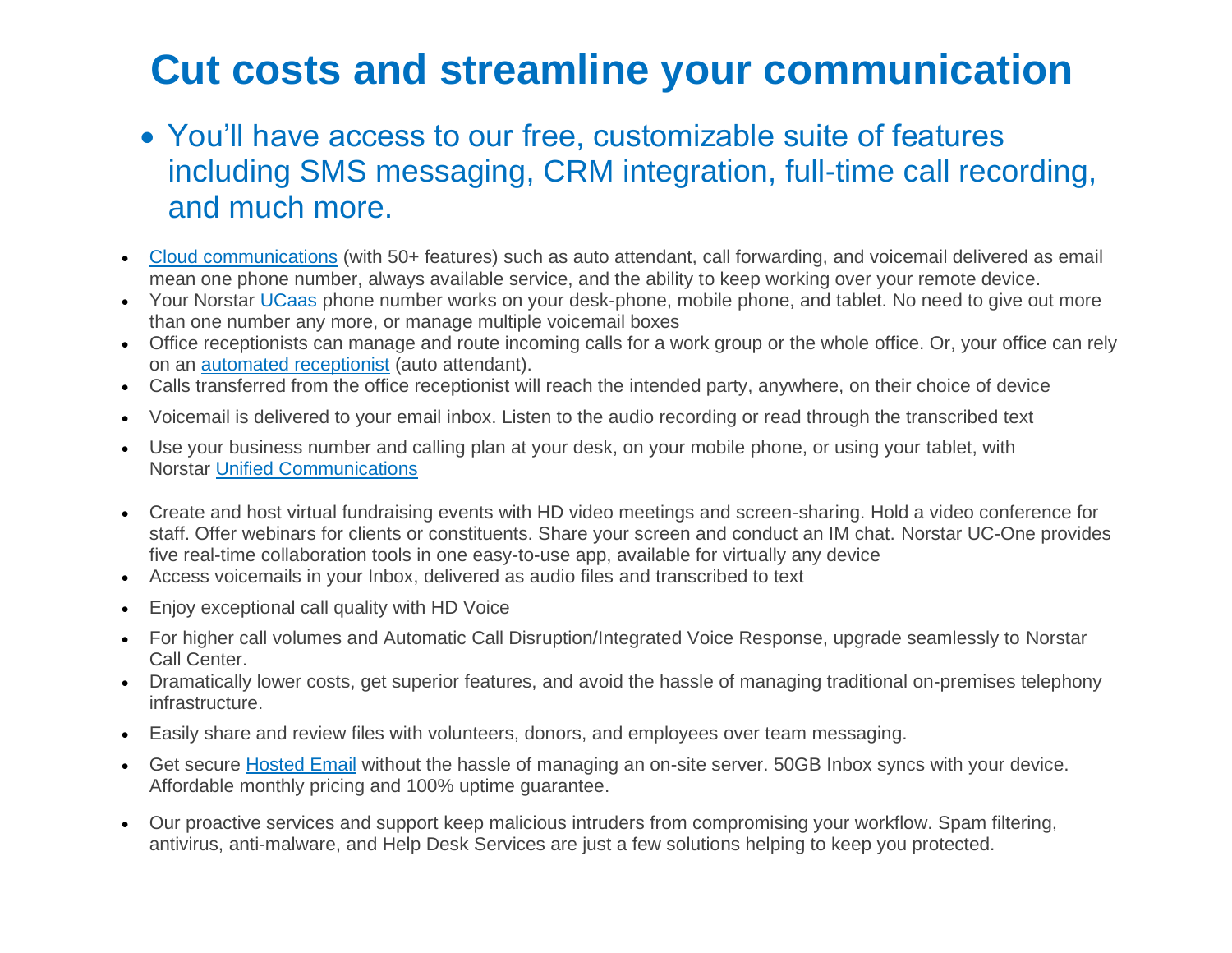# Cut costs and streamline your communication

- You'll have access to our free, customizable suite of features including SMS messaging, CRM integration, full-time call recording, and much more.

- Cloud communications (with 50+ features) such as auto attendant, call forwarding, and voicemail delivered as email mean one phone number, always available service, and the ability to keep working over your remote device.
- Your Norstar UCaas phone number works on your desk-phone, mobile phone, and tablet. No need to give out more than one number any more, or manage multiple voicemail boxes
- Office receptionists can manage and route incoming calls for a work group or the whole office. Or, your office can rely on an automated receptionist (auto attendant).
- Calls transferred from the office receptionist will reach the intended party, anywhere, on their choice of device
- Voicemail is delivered to your email inbox. Listen to the audio recording or read through the transcribed text
- Use your business number and calling plan at your desk, on your mobile phone, or using your tablet, with Norstar Unified Communications
- Create and host virtual fundraising events with HD video meetings and screen-sharing. Hold a video conference for staff. Offer webinars for clients or constituents. Share your screen and conduct an IM chat. Norstar UC-One provides five real-time collaboration tools in one easy-to-use app, available for virtually any device
- Access voicemails in your Inbox, delivered as audio files and transcribed to text
- Enjoy exceptional call quality with HD Voice
- For higher call volumes and Automatic Call Disruption/Integrated Voice Response, upgrade seamlessly to Norstar Call Center.
- Dramatically lower costs, get superior features, and avoid the hassle of managing traditional on-premises telephony infrastructure.
- Easily share and review files with volunteers, donors, and employees over team messaging.
- Get secure Hosted Email without the hassle of managing an on-site server. 50GB Inbox syncs with your device. Affordable monthly pricing and 100% uptime guarantee.
- Our proactive services and support keep malicious intruders from compromising your workflow. Spam filtering, antivirus, anti-malware, and Help Desk Services are just a few solutions helping to keep you protected.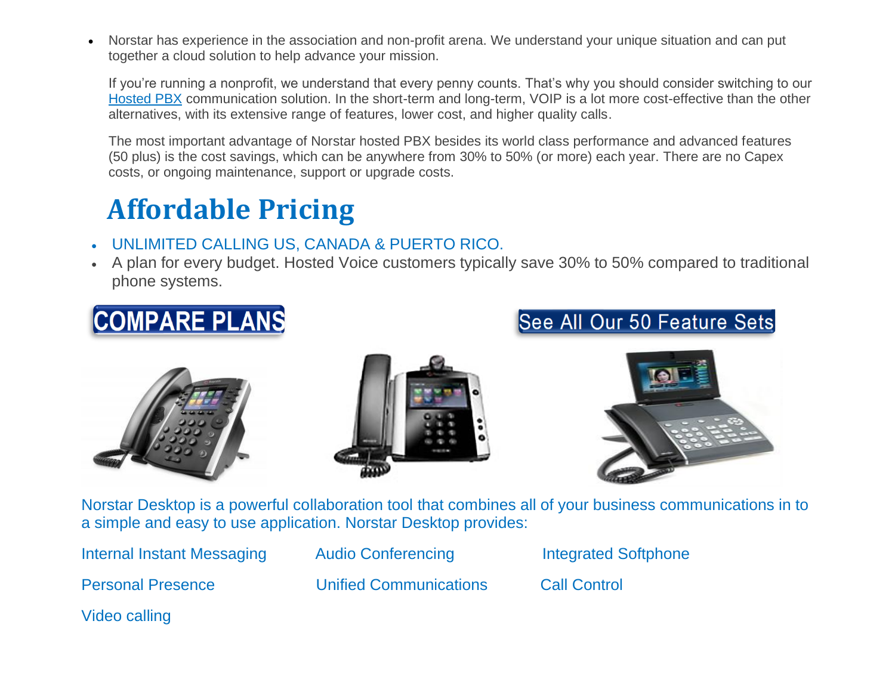- Norstar has experience in the association and non-profit arena. We understand your unique situation and can put together a cloud solution to help advance your mission.

  If you're running a nonprofit, we understand that every penny counts. That's why you should consider switching to our Hosted PBX communication solution. In the short-term and long-term, VOIP is a lot more cost-effective than the other alternatives, with its extensive range of features, lower cost, and higher quality calls.

  The most important advantage of Norstar hosted PBX besides its world class performance and advanced features (50 plus) is the cost savings, which can be anywhere from 30% to 50% (or more) each year. There are no Capex costs, or ongoing maintenance, support or upgrade costs.

## Affordable Pricing

- UNLIMITED CALLING US, CANADA & PUERTO RICO.
- A plan for every budget. Hosted Voice customers typically save 30% to 50% compared to traditional phone systems.

COMPARE PLANS

See All Our 50 Feature Sets

Norstar Desktop is a powerful collaboration tool that combines all of your business communications in to a simple and easy to use application. Norstar Desktop provides:

Internal Instant Messaging

Audio Conferencing

Integrated Softphone

Personal Presence

Unified Communications

Call Control

Video calling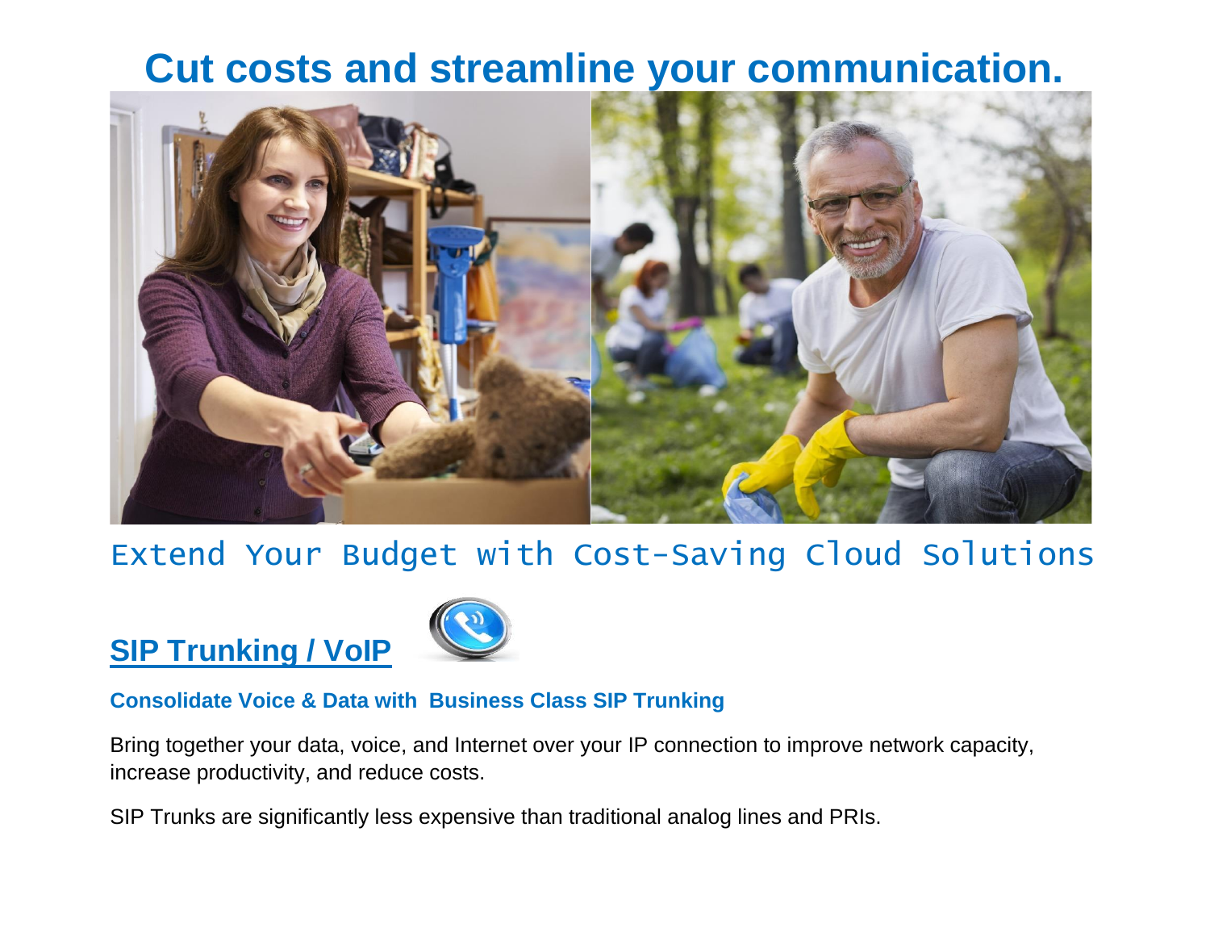# Cut costs and streamline your communication.

## Extend Your Budget with Cost-Saving Cloud Solutions

## SIP Trunking / VoIP

### Consolidate Voice & Data with Business Class SIP Trunking

Bring together your data, voice, and Internet over your IP connection to improve network capacity, increase productivity, and reduce costs.

SIP Trunks are significantly less expensive than traditional analog lines and PRIs.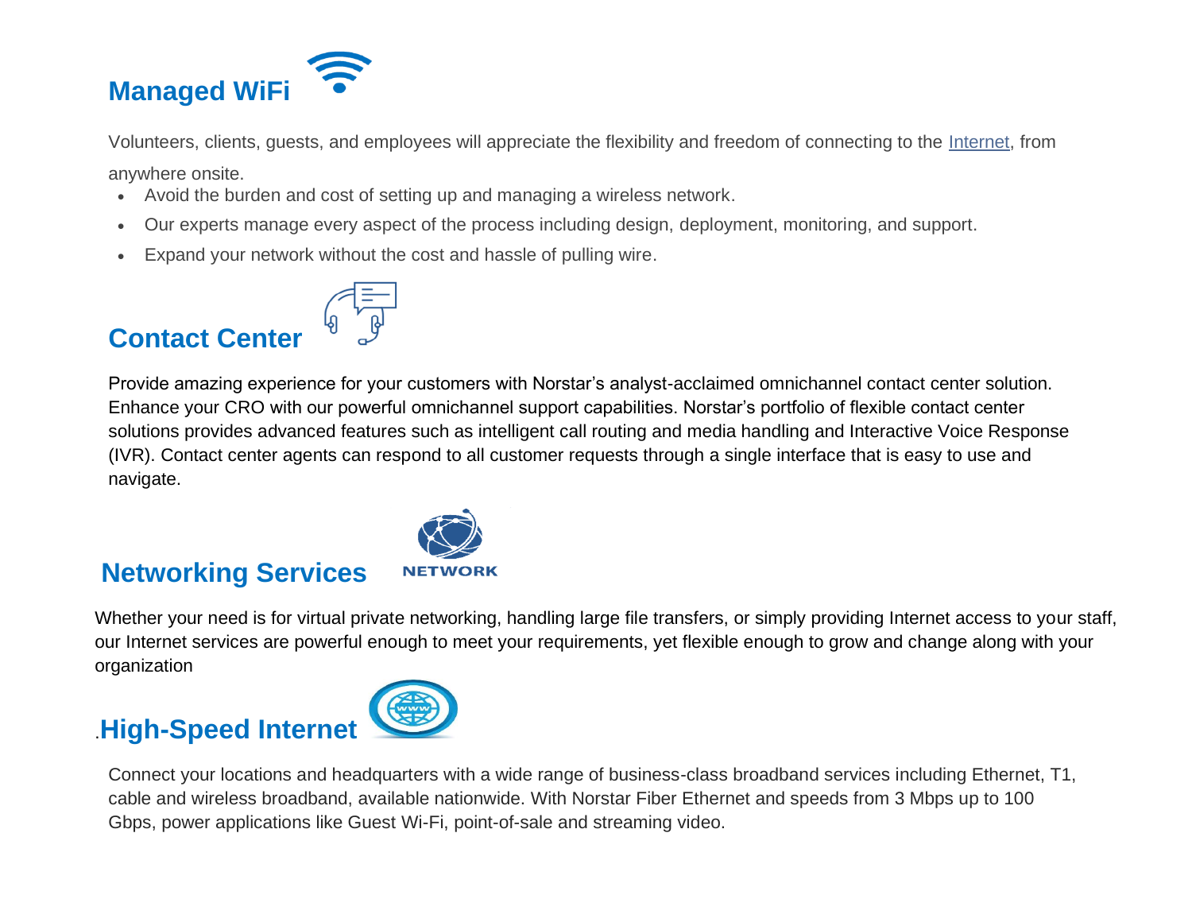## Managed WiFi

Volunteers, clients, guests, and employees will appreciate the flexibility and freedom of connecting to the Internet, from anywhere onsite.

- Avoid the burden and cost of setting up and managing a wireless network.
- Our experts manage every aspect of the process including design, deployment, monitoring, and support.
- Expand your network without the cost and hassle of pulling wire.

## Contact Center

Provide amazing experience for your customers with Norstar's analyst-acclaimed omnichannel contact center solution. Enhance your CRO with our powerful omnichannel support capabilities. Norstar's portfolio of flexible contact center solutions provides advanced features such as intelligent call routing and media handling and Interactive Voice Response (IVR). Contact center agents can respond to all customer requests through a single interface that is easy to use and navigate.

## Networking Services

NETWORK

Whether your need is for virtual private networking, handling large file transfers, or simply providing Internet access to your staff, our Internet services are powerful enough to meet your requirements, yet flexible enough to grow and change along with your organization

## .High-Speed Internet

Connect your locations and headquarters with a wide range of business-class broadband services including Ethernet, T1, cable and wireless broadband, available nationwide. With Norstar Fiber Ethernet and speeds from 3 Mbps up to 100 Gbps, power applications like Guest Wi-Fi, point-of-sale and streaming video.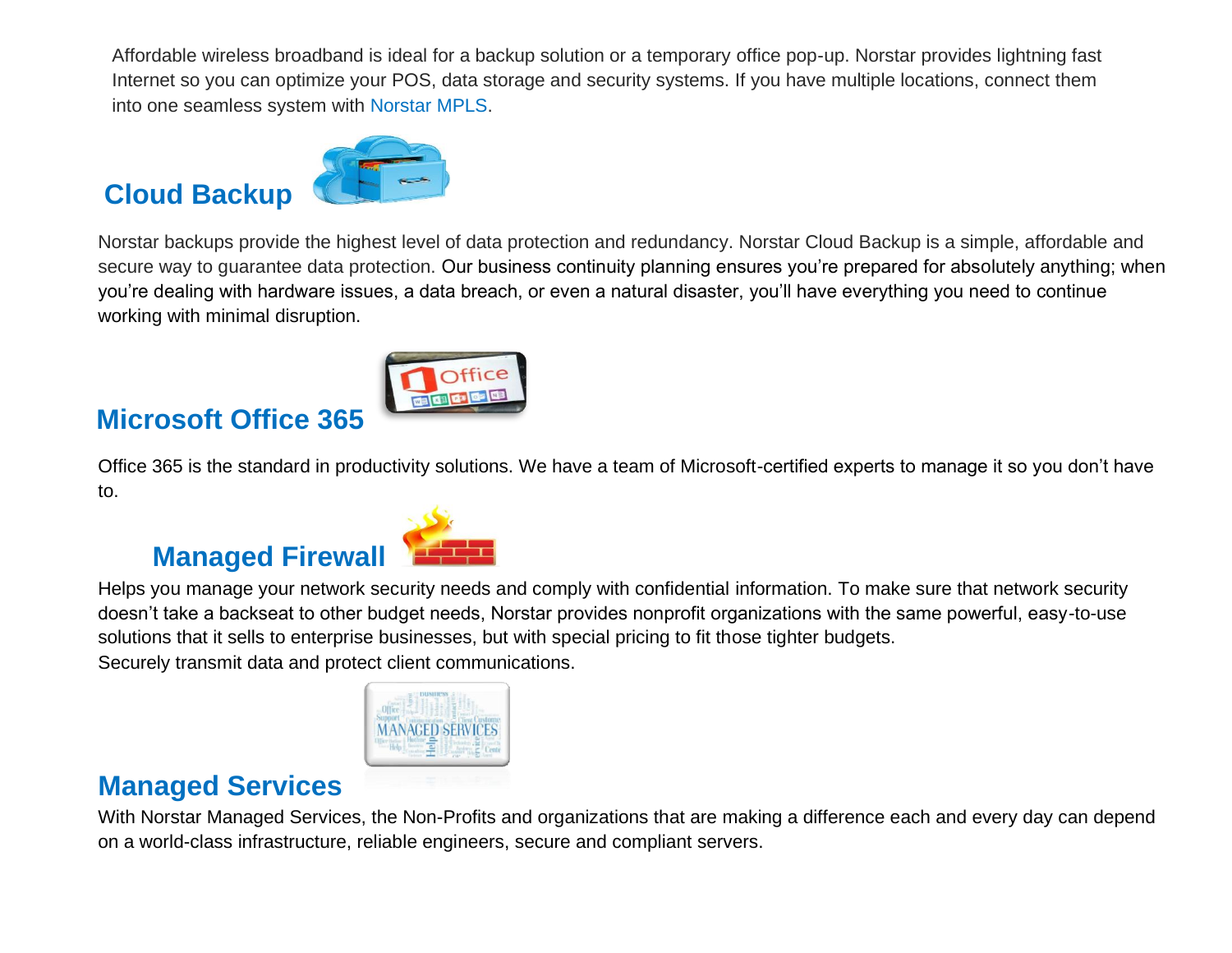Affordable wireless broadband is ideal for a backup solution or a temporary office pop-up. Norstar provides lightning fast Internet so you can optimize your POS, data storage and security systems. If you have multiple locations, connect them into one seamless system with Norstar MPLS.

## Cloud Backup

Norstar backups provide the highest level of data protection and redundancy. Norstar Cloud Backup is a simple, affordable and secure way to guarantee data protection. Our business continuity planning ensures you're prepared for absolutely anything; when you're dealing with hardware issues, a data breach, or even a natural disaster, you'll have everything you need to continue working with minimal disruption.

## Microsoft Office 365

Office 365 is the standard in productivity solutions. We have a team of Microsoft-certified experts to manage it so you don't have to.

## Managed Firewall

Helps you manage your network security needs and comply with confidential information. To make sure that network security doesn't take a backseat to other budget needs, Norstar provides nonprofit organizations with the same powerful, easy-to-use solutions that it sells to enterprise businesses, but with special pricing to fit those tighter budgets.

Securely transmit data and protect client communications.

## Managed Services

With Norstar Managed Services, the Non-Profits and organizations that are making a difference each and every day can depend on a world-class infrastructure, reliable engineers, secure and compliant servers.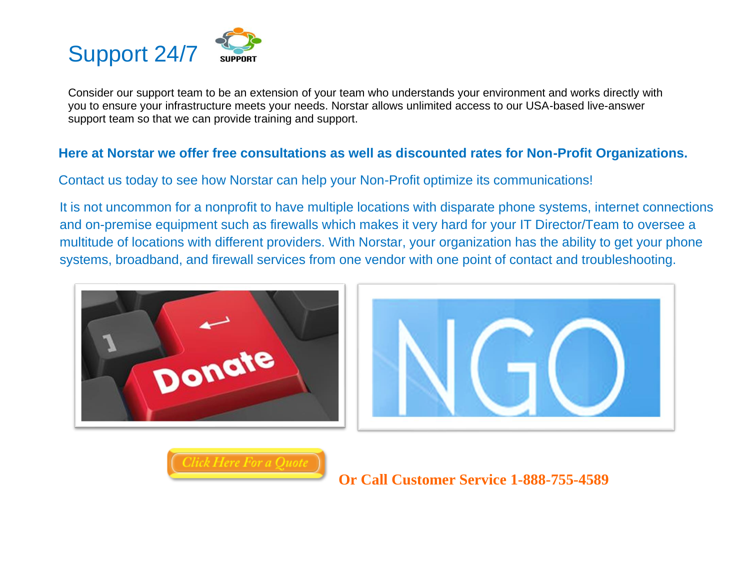# Support 24/7

Consider our support team to be an extension of your team who understands your environment and works directly with you to ensure your infrastructure meets your needs. Norstar allows unlimited access to our USA-based live-answer support team so that we can provide training and support.

**Here at Norstar we offer free consultations as well as discounted rates for Non-Profit Organizations.**

Contact us today to see how Norstar can help your Non-Profit optimize its communications!

It is not uncommon for a nonprofit to have multiple locations with disparate phone systems, internet connections and on-premise equipment such as firewalls which makes it very hard for your IT Director/Team to oversee a multitude of locations with different providers. With Norstar, your organization has the ability to get your phone systems, broadband, and firewall services from one vendor with one point of contact and troubleshooting.

Click Here For a Quote

**Or Call Customer Service 1-888-755-4589**